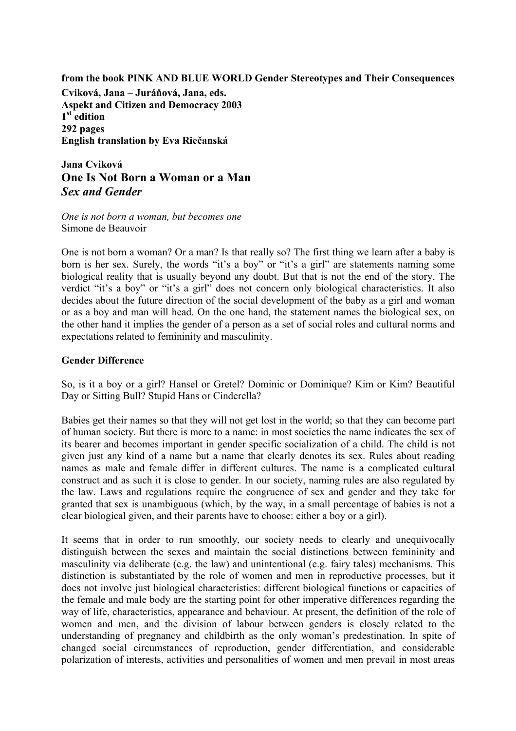**from the book PINK AND BLUE WORLD Gender Stereotypes and Their Consequences**
**Cviková, Jana – Juráňová, Jana, eds.**
**Aspekt and Citizen and Democracy 2003**
**1st edition**
**292 pages**
**English translation by Eva Riečanská**

**Jana Cviková**

# One Is Not Born a Woman or a Man
## *Sex and Gender*

*One is not born a woman, but becomes one*
Simone de Beauvoir

One is not born a woman? Or a man? Is that really so? The first thing we learn after a baby is born is her sex. Surely, the words "it's a boy" or "it's a girl" are statements naming some biological reality that is usually beyond any doubt. But that is not the end of the story. The verdict "it's a boy" or "it's a girl" does not concern only biological characteristics. It also decides about the future direction of the social development of the baby as a girl and woman or as a boy and man will head. On the one hand, the statement names the biological sex, on the other hand it implies the gender of a person as a set of social roles and cultural norms and expectations related to femininity and masculinity.

### Gender Difference

So, is it a boy or a girl? Hansel or Gretel? Dominic or Dominique? Kim or Kim? Beautiful Day or Sitting Bull? Stupid Hans or Cinderella?

Babies get their names so that they will not get lost in the world; so that they can become part of human society. But there is more to a name: in most societies the name indicates the sex of its bearer and becomes important in gender specific socialization of a child. The child is not given just any kind of a name but a name that clearly denotes its sex. Rules about reading names as male and female differ in different cultures. The name is a complicated cultural construct and as such it is close to gender. In our society, naming rules are also regulated by the law. Laws and regulations require the congruence of sex and gender and they take for granted that sex is unambiguous (which, by the way, in a small percentage of babies is not a clear biological given, and their parents have to choose: either a boy or a girl).

It seems that in order to run smoothly, our society needs to clearly and unequivocally distinguish between the sexes and maintain the social distinctions between femininity and masculinity via deliberate (e.g. the law) and unintentional (e.g. fairy tales) mechanisms. This distinction is substantiated by the role of women and men in reproductive processes, but it does not involve just biological characteristics: different biological functions or capacities of the female and male body are the starting point for other imperative differences regarding the way of life, characteristics, appearance and behaviour. At present, the definition of the role of women and men, and the division of labour between genders is closely related to the understanding of pregnancy and childbirth as the only woman's predestination. In spite of changed social circumstances of reproduction, gender differentiation, and considerable polarization of interests, activities and personalities of women and men prevail in most areas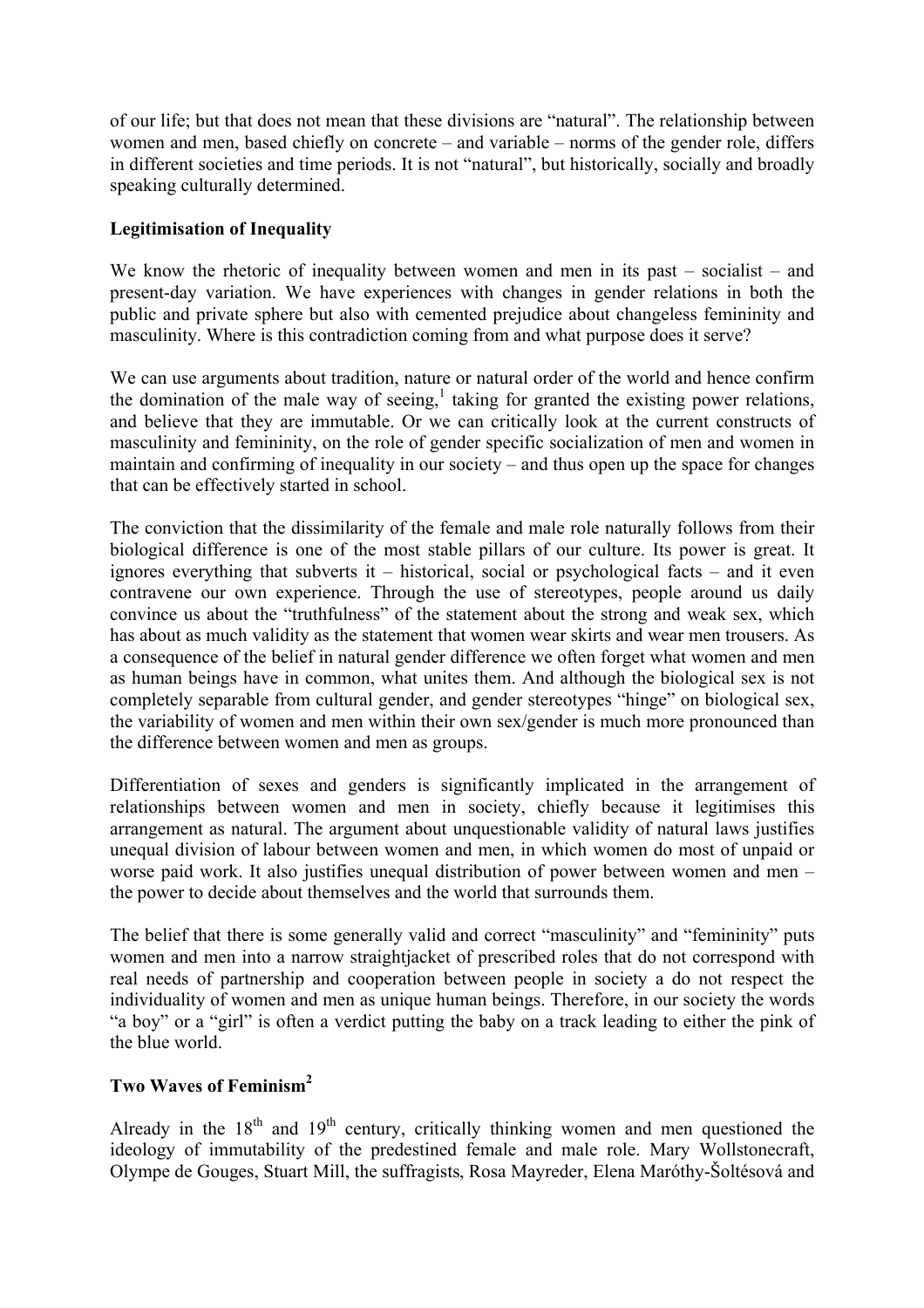of our life; but that does not mean that these divisions are "natural". The relationship between women and men, based chiefly on concrete – and variable – norms of the gender role, differs in different societies and time periods. It is not "natural", but historically, socially and broadly speaking culturally determined.

**Legitimisation of Inequality**

We know the rhetoric of inequality between women and men in its past – socialist – and present-day variation. We have experiences with changes in gender relations in both the public and private sphere but also with cemented prejudice about changeless femininity and masculinity. Where is this contradiction coming from and what purpose does it serve?

We can use arguments about tradition, nature or natural order of the world and hence confirm the domination of the male way of seeing,[1] taking for granted the existing power relations, and believe that they are immutable. Or we can critically look at the current constructs of masculinity and femininity, on the role of gender specific socialization of men and women in maintain and confirming of inequality in our society – and thus open up the space for changes that can be effectively started in school.

The conviction that the dissimilarity of the female and male role naturally follows from their biological difference is one of the most stable pillars of our culture. Its power is great. It ignores everything that subverts it – historical, social or psychological facts – and it even contravene our own experience. Through the use of stereotypes, people around us daily convince us about the "truthfulness" of the statement about the strong and weak sex, which has about as much validity as the statement that women wear skirts and wear men trousers. As a consequence of the belief in natural gender difference we often forget what women and men as human beings have in common, what unites them. And although the biological sex is not completely separable from cultural gender, and gender stereotypes "hinge" on biological sex, the variability of women and men within their own sex/gender is much more pronounced than the difference between women and men as groups.

Differentiation of sexes and genders is significantly implicated in the arrangement of relationships between women and men in society, chiefly because it legitimises this arrangement as natural. The argument about unquestionable validity of natural laws justifies unequal division of labour between women and men, in which women do most of unpaid or worse paid work. It also justifies unequal distribution of power between women and men – the power to decide about themselves and the world that surrounds them.

The belief that there is some generally valid and correct "masculinity" and "femininity" puts women and men into a narrow straightjacket of prescribed roles that do not correspond with real needs of partnership and cooperation between people in society a do not respect the individuality of women and men as unique human beings. Therefore, in our society the words "a boy" or a "girl" is often a verdict putting the baby on a track leading to either the pink of the blue world.

**Two Waves of Feminism[2]**

Already in the 18th and 19th century, critically thinking women and men questioned the ideology of immutability of the predestined female and male role. Mary Wollstonecraft, Olympe de Gouges, Stuart Mill, the suffragists, Rosa Mayreder, Elena Maróthy-Šoltésová and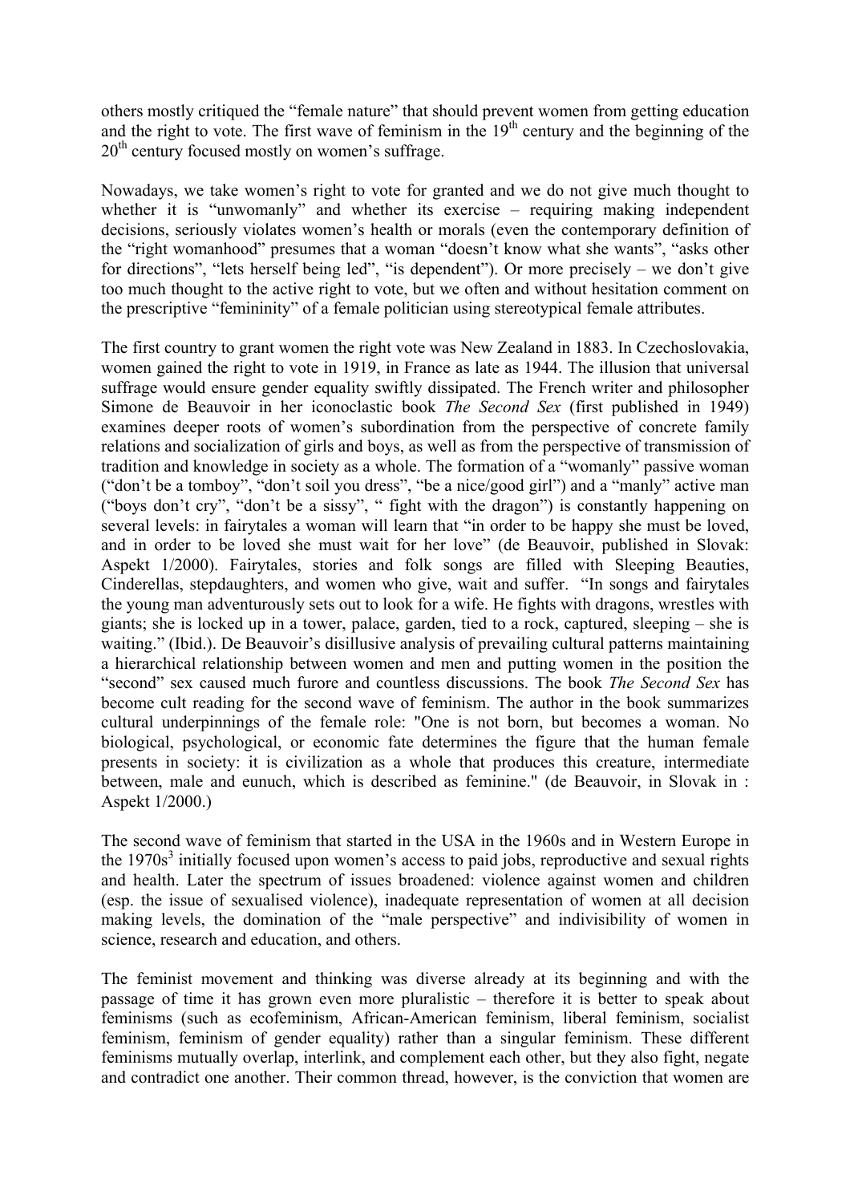others mostly critiqued the "female nature" that should prevent women from getting education and the right to vote. The first wave of feminism in the 19th century and the beginning of the 20th century focused mostly on women's suffrage.

Nowadays, we take women's right to vote for granted and we do not give much thought to whether it is "unwomanly" and whether its exercise – requiring making independent decisions, seriously violates women's health or morals (even the contemporary definition of the "right womanhood" presumes that a woman "doesn't know what she wants", "asks other for directions", "lets herself being led", "is dependent"). Or more precisely – we don't give too much thought to the active right to vote, but we often and without hesitation comment on the prescriptive "femininity" of a female politician using stereotypical female attributes.

The first country to grant women the right vote was New Zealand in 1883. In Czechoslovakia, women gained the right to vote in 1919, in France as late as 1944. The illusion that universal suffrage would ensure gender equality swiftly dissipated. The French writer and philosopher Simone de Beauvoir in her iconoclastic book *The Second Sex* (first published in 1949) examines deeper roots of women's subordination from the perspective of concrete family relations and socialization of girls and boys, as well as from the perspective of transmission of tradition and knowledge in society as a whole. The formation of a "womanly" passive woman ("don't be a tomboy", "don't soil you dress", "be a nice/good girl") and a "manly" active man ("boys don't cry", "don't be a sissy", " fight with the dragon") is constantly happening on several levels: in fairytales a woman will learn that "in order to be happy she must be loved, and in order to be loved she must wait for her love" (de Beauvoir, published in Slovak: Aspekt 1/2000). Fairytales, stories and folk songs are filled with Sleeping Beauties, Cinderellas, stepdaughters, and women who give, wait and suffer. "In songs and fairytales the young man adventurously sets out to look for a wife. He fights with dragons, wrestles with giants; she is locked up in a tower, palace, garden, tied to a rock, captured, sleeping – she is waiting." (Ibid.). De Beauvoir's disillusive analysis of prevailing cultural patterns maintaining a hierarchical relationship between women and men and putting women in the position the "second" sex caused much furore and countless discussions. The book *The Second Sex* has become cult reading for the second wave of feminism. The author in the book summarizes cultural underpinnings of the female role: "One is not born, but becomes a woman. No biological, psychological, or economic fate determines the figure that the human female presents in society: it is civilization as a whole that produces this creature, intermediate between, male and eunuch, which is described as feminine." (de Beauvoir, in Slovak in : Aspekt 1/2000.)

The second wave of feminism that started in the USA in the 1960s and in Western Europe in the 1970s[3] initially focused upon women's access to paid jobs, reproductive and sexual rights and health. Later the spectrum of issues broadened: violence against women and children (esp. the issue of sexualised violence), inadequate representation of women at all decision making levels, the domination of the "male perspective" and indivisibility of women in science, research and education, and others.

The feminist movement and thinking was diverse already at its beginning and with the passage of time it has grown even more pluralistic – therefore it is better to speak about feminisms (such as ecofeminism, African-American feminism, liberal feminism, socialist feminism, feminism of gender equality) rather than a singular feminism. These different feminisms mutually overlap, interlink, and complement each other, but they also fight, negate and contradict one another. Their common thread, however, is the conviction that women are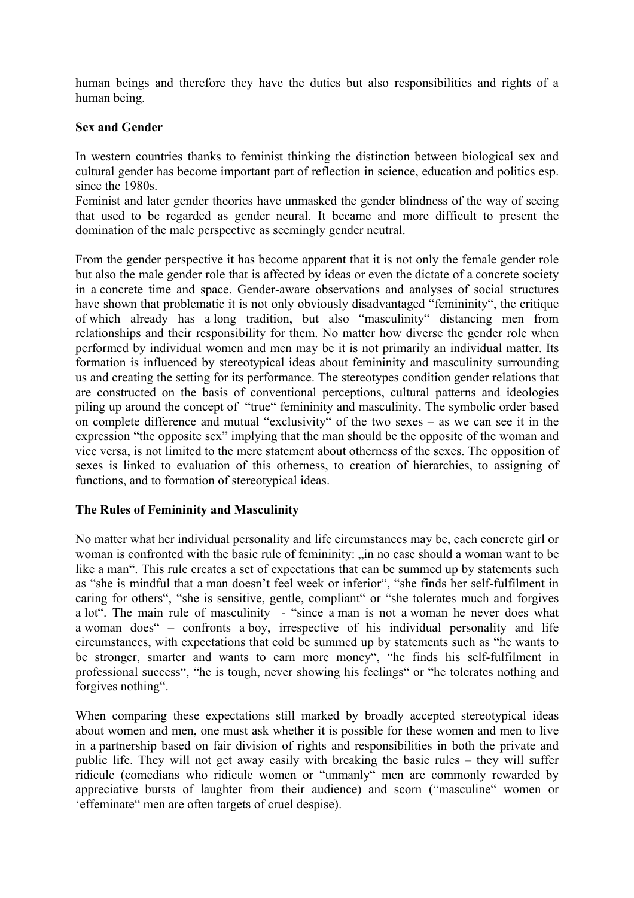human beings and therefore they have the duties but also responsibilities and rights of a human being.

**Sex and Gender**

In western countries thanks to feminist thinking the distinction between biological sex and cultural gender has become important part of reflection in science, education and politics esp. since the 1980s.
Feminist and later gender theories have unmasked the gender blindness of the way of seeing that used to be regarded as gender neural. It became and more difficult to present the domination of the male perspective as seemingly gender neutral.

From the gender perspective it has become apparent that it is not only the female gender role but also the male gender role that is affected by ideas or even the dictate of a concrete society in a concrete time and space. Gender-aware observations and analyses of social structures have shown that problematic it is not only obviously disadvantaged "femininity", the critique of which already has a long tradition, but also "masculinity" distancing men from relationships and their responsibility for them. No matter how diverse the gender role when performed by individual women and men may be it is not primarily an individual matter. Its formation is influenced by stereotypical ideas about femininity and masculinity surrounding us and creating the setting for its performance. The stereotypes condition gender relations that are constructed on the basis of conventional perceptions, cultural patterns and ideologies piling up around the concept of "true" femininity and masculinity. The symbolic order based on complete difference and mutual "exclusivity" of the two sexes – as we can see it in the expression "the opposite sex" implying that the man should be the opposite of the woman and vice versa, is not limited to the mere statement about otherness of the sexes. The opposition of sexes is linked to evaluation of this otherness, to creation of hierarchies, to assigning of functions, and to formation of stereotypical ideas.

**The Rules of Femininity and Masculinity**

No matter what her individual personality and life circumstances may be, each concrete girl or woman is confronted with the basic rule of femininity: „in no case should a woman want to be like a man". This rule creates a set of expectations that can be summed up by statements such as "she is mindful that a man doesn't feel week or inferior", "she finds her self-fulfilment in caring for others", "she is sensitive, gentle, compliant" or "she tolerates much and forgives a lot". The main rule of masculinity - "since a man is not a woman he never does what a woman does" – confronts a boy, irrespective of his individual personality and life circumstances, with expectations that cold be summed up by statements such as "he wants to be stronger, smarter and wants to earn more money", "he finds his self-fulfilment in professional success", "he is tough, never showing his feelings" or "he tolerates nothing and forgives nothing".

When comparing these expectations still marked by broadly accepted stereotypical ideas about women and men, one must ask whether it is possible for these women and men to live in a partnership based on fair division of rights and responsibilities in both the private and public life. They will not get away easily with breaking the basic rules – they will suffer ridicule (comedians who ridicule women or "unmanly" men are commonly rewarded by appreciative bursts of laughter from their audience) and scorn ("masculine" women or 'effeminate" men are often targets of cruel despise).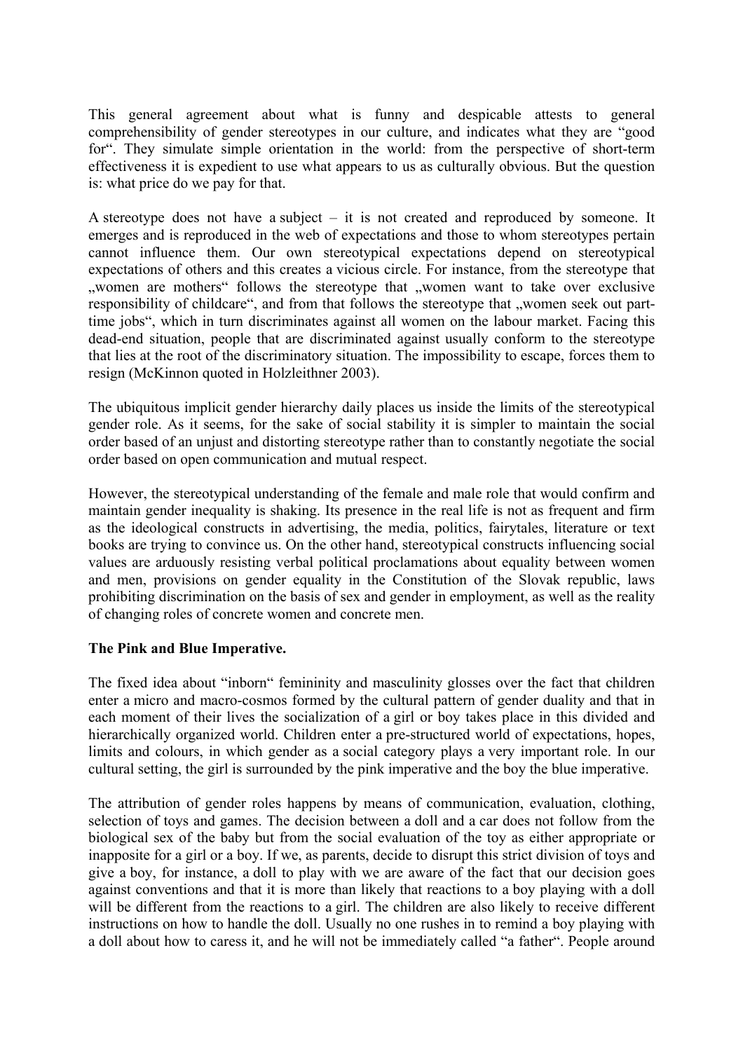This general agreement about what is funny and despicable attests to general comprehensibility of gender stereotypes in our culture, and indicates what they are "good for". They simulate simple orientation in the world: from the perspective of short-term effectiveness it is expedient to use what appears to us as culturally obvious. But the question is: what price do we pay for that.

A stereotype does not have a subject – it is not created and reproduced by someone. It emerges and is reproduced in the web of expectations and those to whom stereotypes pertain cannot influence them. Our own stereotypical expectations depend on stereotypical expectations of others and this creates a vicious circle. For instance, from the stereotype that „women are mothers" follows the stereotype that „women want to take over exclusive responsibility of childcare", and from that follows the stereotype that „women seek out part-time jobs", which in turn discriminates against all women on the labour market. Facing this dead-end situation, people that are discriminated against usually conform to the stereotype that lies at the root of the discriminatory situation. The impossibility to escape, forces them to resign (McKinnon quoted in Holzleithner 2003).

The ubiquitous implicit gender hierarchy daily places us inside the limits of the stereotypical gender role. As it seems, for the sake of social stability it is simpler to maintain the social order based of an unjust and distorting stereotype rather than to constantly negotiate the social order based on open communication and mutual respect.

However, the stereotypical understanding of the female and male role that would confirm and maintain gender inequality is shaking. Its presence in the real life is not as frequent and firm as the ideological constructs in advertising, the media, politics, fairytales, literature or text books are trying to convince us. On the other hand, stereotypical constructs influencing social values are arduously resisting verbal political proclamations about equality between women and men, provisions on gender equality in the Constitution of the Slovak republic, laws prohibiting discrimination on the basis of sex and gender in employment, as well as the reality of changing roles of concrete women and concrete men.

**The Pink and Blue Imperative.**

The fixed idea about "inborn" femininity and masculinity glosses over the fact that children enter a micro and macro-cosmos formed by the cultural pattern of gender duality and that in each moment of their lives the socialization of a girl or boy takes place in this divided and hierarchically organized world. Children enter a pre-structured world of expectations, hopes, limits and colours, in which gender as a social category plays a very important role. In our cultural setting, the girl is surrounded by the pink imperative and the boy the blue imperative.

The attribution of gender roles happens by means of communication, evaluation, clothing, selection of toys and games. The decision between a doll and a car does not follow from the biological sex of the baby but from the social evaluation of the toy as either appropriate or inapposite for a girl or a boy. If we, as parents, decide to disrupt this strict division of toys and give a boy, for instance, a doll to play with we are aware of the fact that our decision goes against conventions and that it is more than likely that reactions to a boy playing with a doll will be different from the reactions to a girl. The children are also likely to receive different instructions on how to handle the doll. Usually no one rushes in to remind a boy playing with a doll about how to caress it, and he will not be immediately called "a father". People around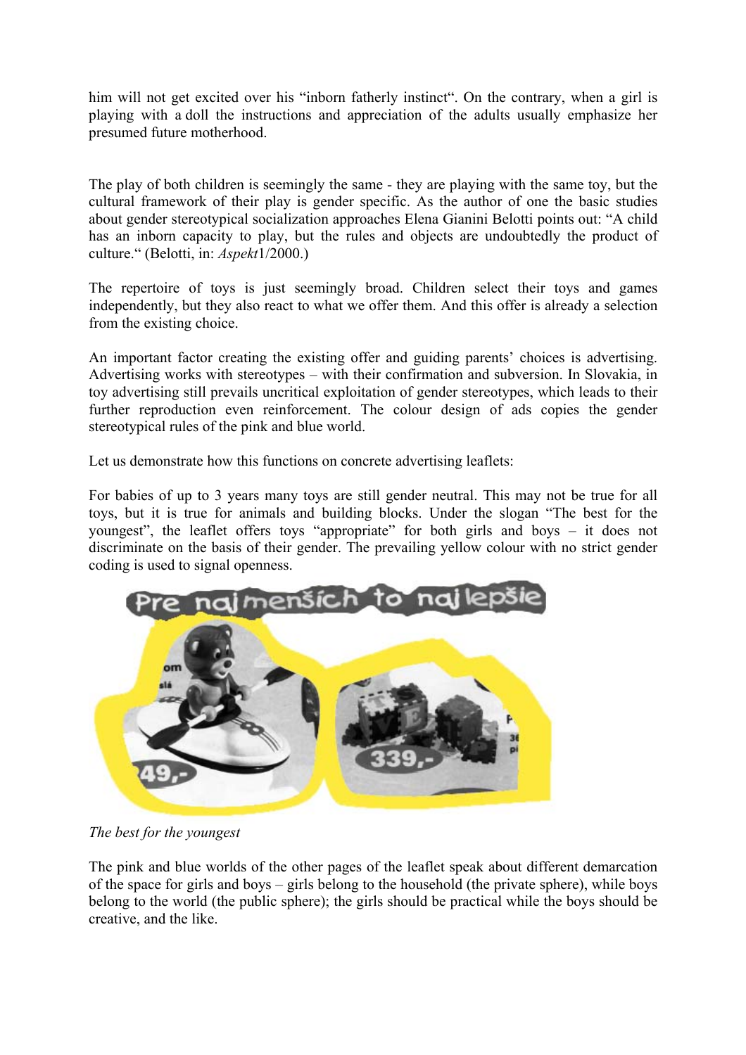him will not get excited over his "inborn fatherly instinct". On the contrary, when a girl is playing with a doll the instructions and appreciation of the adults usually emphasize her presumed future motherhood.

The play of both children is seemingly the same - they are playing with the same toy, but the cultural framework of their play is gender specific. As the author of one the basic studies about gender stereotypical socialization approaches Elena Gianini Belotti points out: "A child has an inborn capacity to play, but the rules and objects are undoubtedly the product of culture." (Belotti, in: *Aspekt*1/2000.)

The repertoire of toys is just seemingly broad. Children select their toys and games independently, but they also react to what we offer them. And this offer is already a selection from the existing choice.

An important factor creating the existing offer and guiding parents' choices is advertising. Advertising works with stereotypes – with their confirmation and subversion. In Slovakia, in toy advertising still prevails uncritical exploitation of gender stereotypes, which leads to their further reproduction even reinforcement. The colour design of ads copies the gender stereotypical rules of the pink and blue world.

Let us demonstrate how this functions on concrete advertising leaflets:

For babies of up to 3 years many toys are still gender neutral. This may not be true for all toys, but it is true for animals and building blocks. Under the slogan "The best for the youngest", the leaflet offers toys "appropriate" for both girls and boys – it does not discriminate on the basis of their gender. The prevailing yellow colour with no strict gender coding is used to signal openness.

*The best for the youngest*

The pink and blue worlds of the other pages of the leaflet speak about different demarcation of the space for girls and boys – girls belong to the household (the private sphere), while boys belong to the world (the public sphere); the girls should be practical while the boys should be creative, and the like.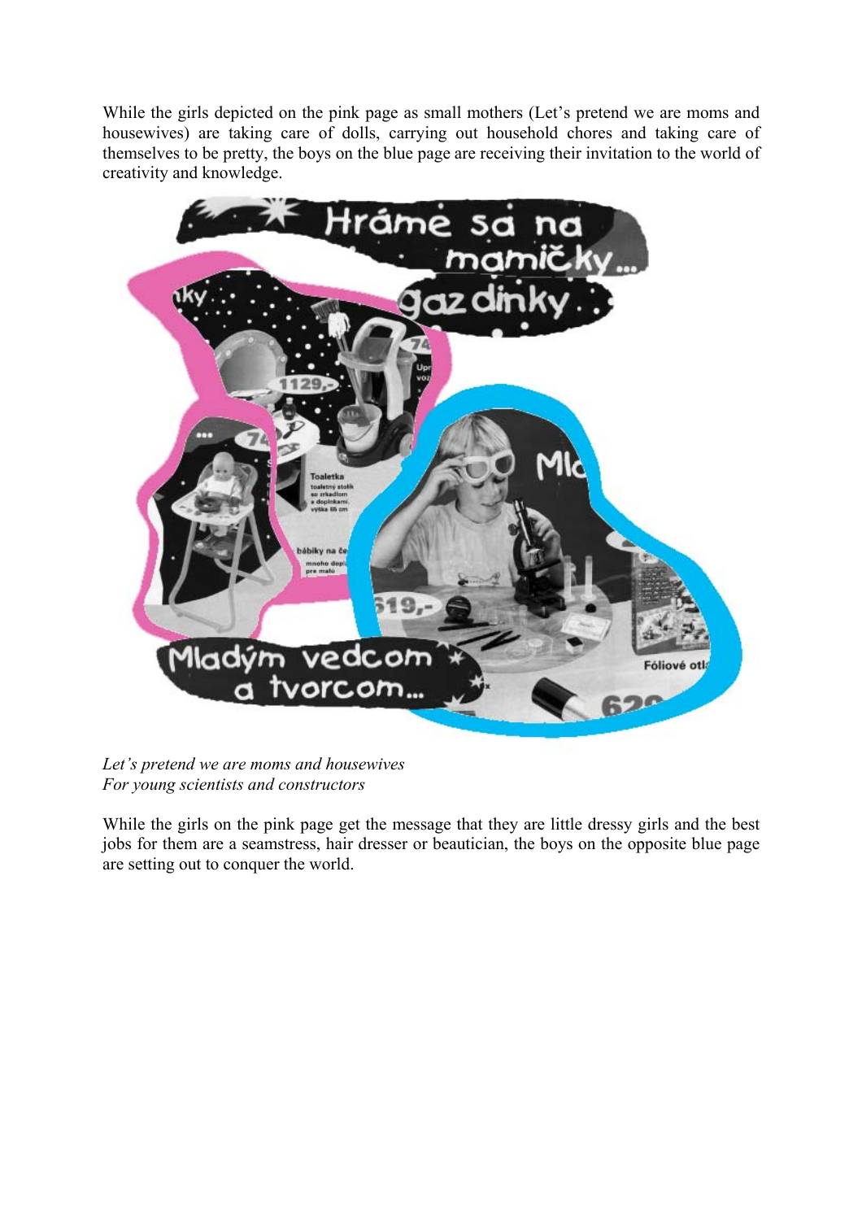While the girls depicted on the pink page as small mothers (Let's pretend we are moms and housewives) are taking care of dolls, carrying out household chores and taking care of themselves to be pretty, the boys on the blue page are receiving their invitation to the world of creativity and knowledge.

*Let's pretend we are moms and housewives*
*For young scientists and constructors*

While the girls on the pink page get the message that they are little dressy girls and the best jobs for them are a seamstress, hair dresser or beautician, the boys on the opposite blue page are setting out to conquer the world.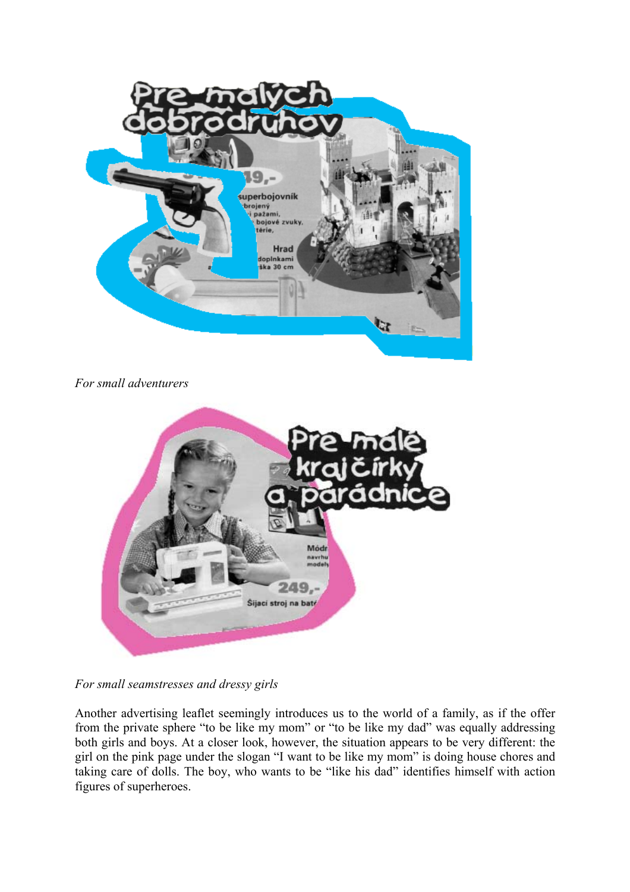*For small adventurers*

*For small seamstresses and dressy girls*

Another advertising leaflet seemingly introduces us to the world of a family, as if the offer from the private sphere "to be like my mom" or "to be like my dad" was equally addressing both girls and boys. At a closer look, however, the situation appears to be very different: the girl on the pink page under the slogan "I want to be like my mom" is doing house chores and taking care of dolls. The boy, who wants to be "like his dad" identifies himself with action figures of superheroes.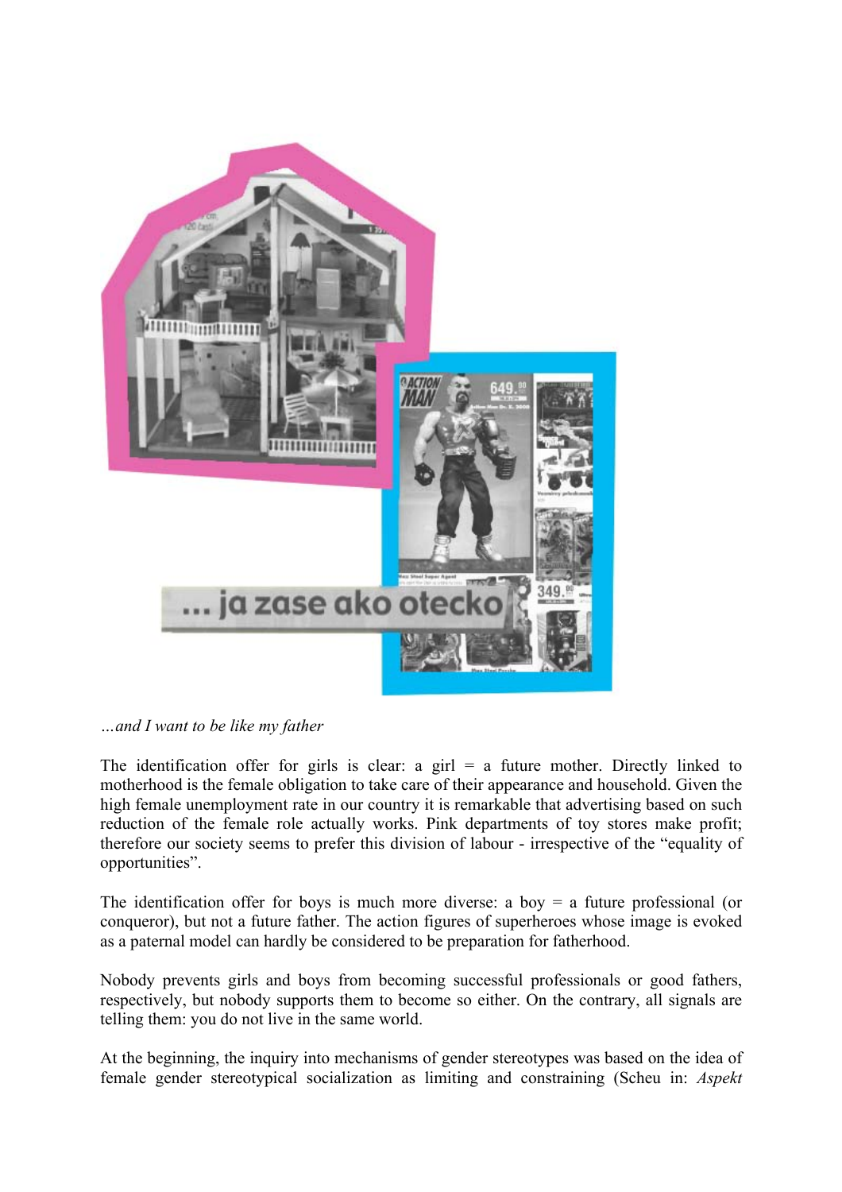*…and I want to be like my father*

The identification offer for girls is clear: a girl = a future mother. Directly linked to motherhood is the female obligation to take care of their appearance and household. Given the high female unemployment rate in our country it is remarkable that advertising based on such reduction of the female role actually works. Pink departments of toy stores make profit; therefore our society seems to prefer this division of labour - irrespective of the "equality of opportunities".

The identification offer for boys is much more diverse: a boy = a future professional (or conqueror), but not a future father. The action figures of superheroes whose image is evoked as a paternal model can hardly be considered to be preparation for fatherhood.

Nobody prevents girls and boys from becoming successful professionals or good fathers, respectively, but nobody supports them to become so either. On the contrary, all signals are telling them: you do not live in the same world.

At the beginning, the inquiry into mechanisms of gender stereotypes was based on the idea of female gender stereotypical socialization as limiting and constraining (Scheu in: *Aspekt*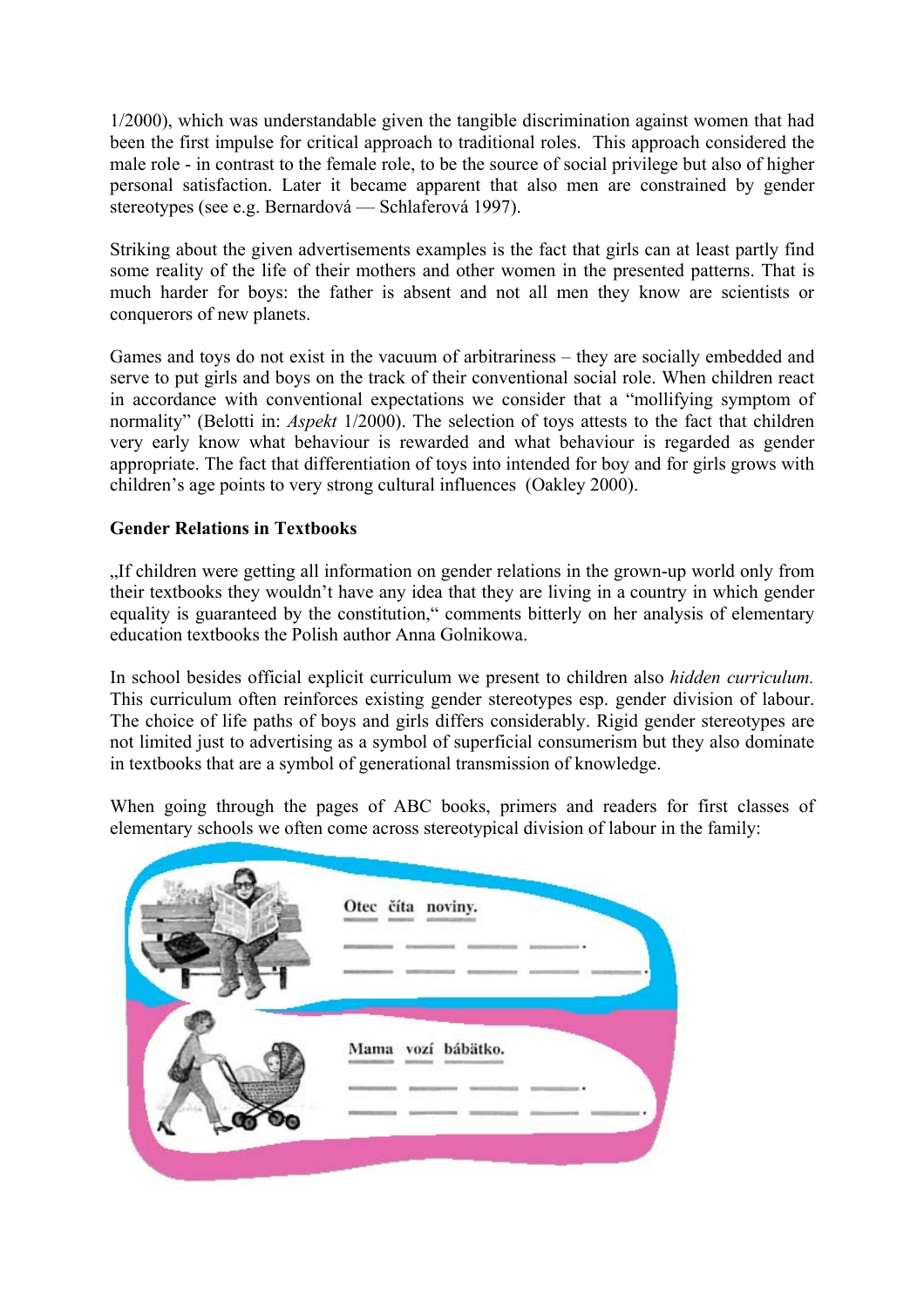1/2000), which was understandable given the tangible discrimination against women that had been the first impulse for critical approach to traditional roles.  This approach considered the male role - in contrast to the female role, to be the source of social privilege but also of higher personal satisfaction. Later it became apparent that also men are constrained by gender stereotypes (see e.g. Bernardová — Schlaferová 1997).

Striking about the given advertisements examples is the fact that girls can at least partly find some reality of the life of their mothers and other women in the presented patterns. That is much harder for boys: the father is absent and not all men they know are scientists or conquerors of new planets.

Games and toys do not exist in the vacuum of arbitrariness – they are socially embedded and serve to put girls and boys on the track of their conventional social role. When children react in accordance with conventional expectations we consider that a "mollifying symptom of normality" (Belotti in: *Aspekt* 1/2000). The selection of toys attests to the fact that children very early know what behaviour is rewarded and what behaviour is regarded as gender appropriate. The fact that differentiation of toys into intended for boy and for girls grows with children's age points to very strong cultural influences  (Oakley 2000).

**Gender Relations in Textbooks**

„If children were getting all information on gender relations in the grown-up world only from their textbooks they wouldn't have any idea that they are living in a country in which gender equality is guaranteed by the constitution," comments bitterly on her analysis of elementary education textbooks the Polish author Anna Golnikowa.

In school besides official explicit curriculum we present to children also *hidden curriculum.* This curriculum often reinforces existing gender stereotypes esp. gender division of labour. The choice of life paths of boys and girls differs considerably. Rigid gender stereotypes are not limited just to advertising as a symbol of superficial consumerism but they also dominate in textbooks that are a symbol of generational transmission of knowledge.

When going through the pages of ABC books, primers and readers for first classes of elementary schools we often come across stereotypical division of labour in the family:

Otec číta noviny.

Mama vozí bábätko.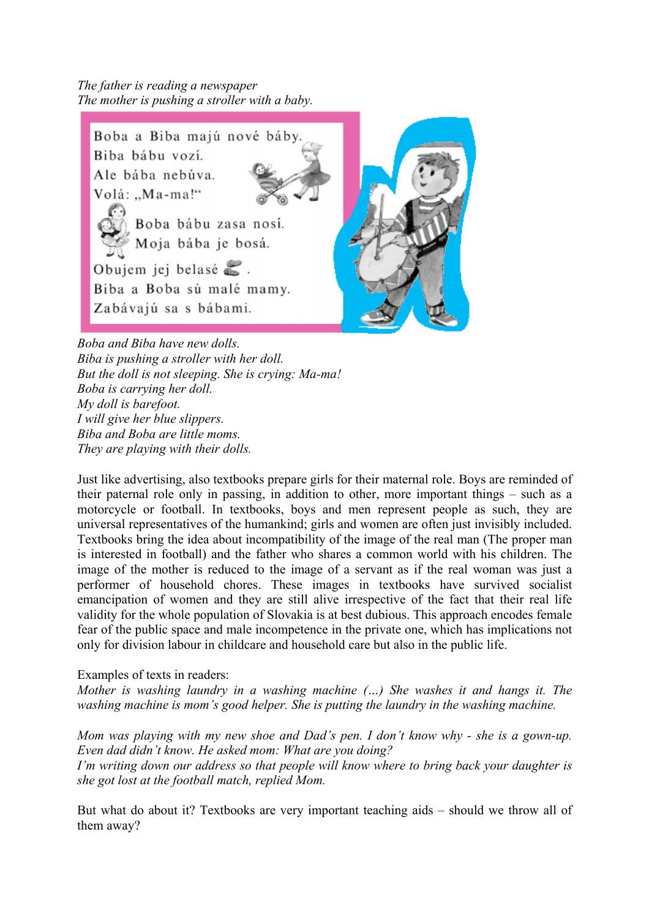*The father is reading a newspaper*
*The mother is pushing a stroller with a baby.*

Boba a Biba majú nové báby.
Biba bábu vozí.
Ale bába nebúva.
Volá: „Ma-ma!“
Boba bábu zasa nosí.
Moja bába je bosá.
Obujem jej belasé .
Biba a Boba sú malé mamy.
Zabávajú sa s bábami.

*Boba and Biba have new dolls.*
*Biba is pushing a stroller with her doll.*
*But the doll is not sleeping. She is crying: Ma-ma!*
*Boba is carrying her doll.*
*My doll is barefoot.*
*I will give her blue slippers.*
*Biba and Boba are little moms.*
*They are playing with their dolls.*

Just like advertising, also textbooks prepare girls for their maternal role. Boys are reminded of their paternal role only in passing, in addition to other, more important things – such as a motorcycle or football. In textbooks, boys and men represent people as such, they are universal representatives of the humankind; girls and women are often just invisibly included. Textbooks bring the idea about incompatibility of the image of the real man (The proper man is interested in football) and the father who shares a common world with his children. The image of the mother is reduced to the image of a servant as if the real woman was just a performer of household chores. These images in textbooks have survived socialist emancipation of women and they are still alive irrespective of the fact that their real life validity for the whole population of Slovakia is at best dubious. This approach encodes female fear of the public space and male incompetence in the private one, which has implications not only for division labour in childcare and household care but also in the public life.

Examples of texts in readers:
*Mother is washing laundry in a washing machine (...) She washes it and hangs it. The washing machine is mom's good helper. She is putting the laundry in the washing machine.*

*Mom was playing with my new shoe and Dad's pen. I don't know why - she is a gown-up. Even dad didn't know. He asked mom: What are you doing?*
*I'm writing down our address so that people will know where to bring back your daughter is she got lost at the football match, replied Mom.*

But what do about it? Textbooks are very important teaching aids – should we throw all of them away?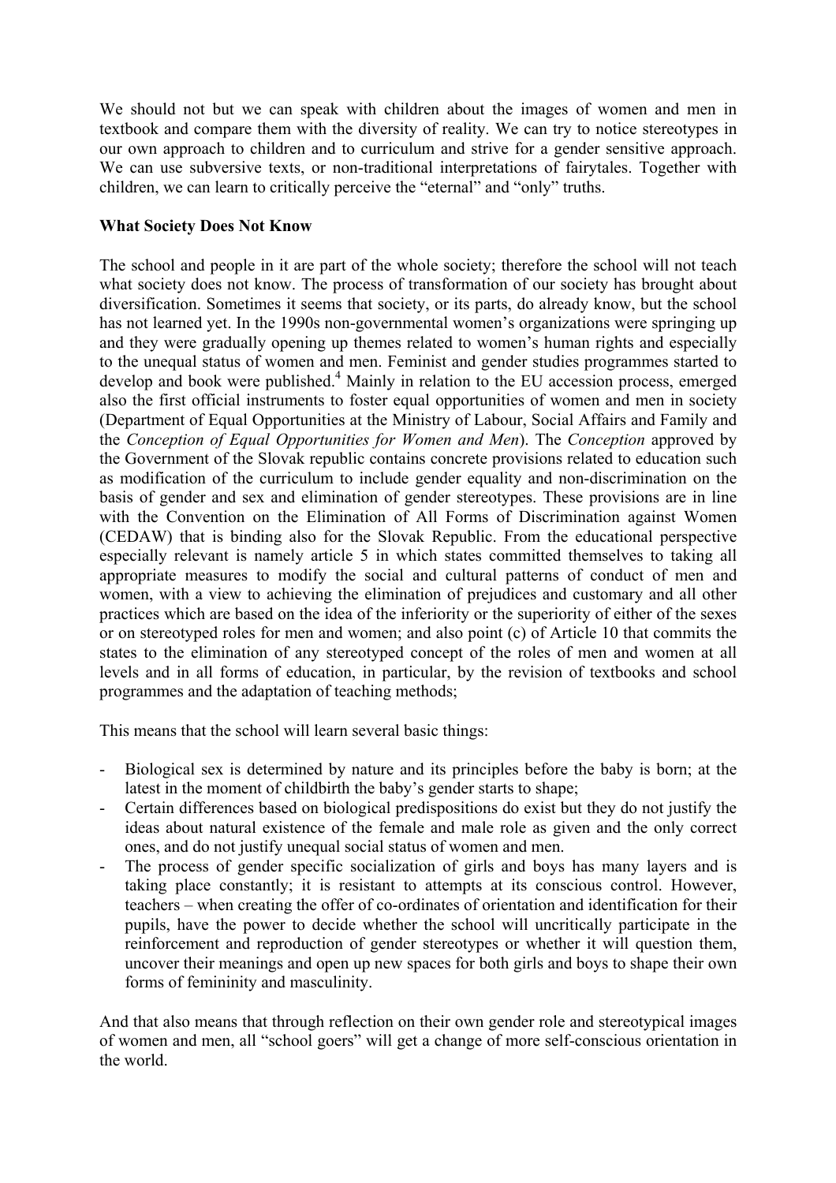We should not but we can speak with children about the images of women and men in textbook and compare them with the diversity of reality. We can try to notice stereotypes in our own approach to children and to curriculum and strive for a gender sensitive approach. We can use subversive texts, or non-traditional interpretations of fairytales. Together with children, we can learn to critically perceive the "eternal" and "only" truths.

**What Society Does Not Know**

The school and people in it are part of the whole society; therefore the school will not teach what society does not know. The process of transformation of our society has brought about diversification. Sometimes it seems that society, or its parts, do already know, but the school has not learned yet. In the 1990s non-governmental women's organizations were springing up and they were gradually opening up themes related to women's human rights and especially to the unequal status of women and men. Feminist and gender studies programmes started to develop and book were published.[4] Mainly in relation to the EU accession process, emerged also the first official instruments to foster equal opportunities of women and men in society (Department of Equal Opportunities at the Ministry of Labour, Social Affairs and Family and the *Conception of Equal Opportunities for Women and Men*). The *Conception* approved by the Government of the Slovak republic contains concrete provisions related to education such as modification of the curriculum to include gender equality and non-discrimination on the basis of gender and sex and elimination of gender stereotypes. These provisions are in line with the Convention on the Elimination of All Forms of Discrimination against Women (CEDAW) that is binding also for the Slovak Republic. From the educational perspective especially relevant is namely article 5 in which states committed themselves to taking all appropriate measures to modify the social and cultural patterns of conduct of men and women, with a view to achieving the elimination of prejudices and customary and all other practices which are based on the idea of the inferiority or the superiority of either of the sexes or on stereotyped roles for men and women; and also point (c) of Article 10 that commits the states to the elimination of any stereotyped concept of the roles of men and women at all levels and in all forms of education, in particular, by the revision of textbooks and school programmes and the adaptation of teaching methods;

This means that the school will learn several basic things:

- Biological sex is determined by nature and its principles before the baby is born; at the latest in the moment of childbirth the baby's gender starts to shape;
- Certain differences based on biological predispositions do exist but they do not justify the ideas about natural existence of the female and male role as given and the only correct ones, and do not justify unequal social status of women and men.
- The process of gender specific socialization of girls and boys has many layers and is taking place constantly; it is resistant to attempts at its conscious control. However, teachers – when creating the offer of co-ordinates of orientation and identification for their pupils, have the power to decide whether the school will uncritically participate in the reinforcement and reproduction of gender stereotypes or whether it will question them, uncover their meanings and open up new spaces for both girls and boys to shape their own forms of femininity and masculinity.

And that also means that through reflection on their own gender role and stereotypical images of women and men, all "school goers" will get a change of more self-conscious orientation in the world.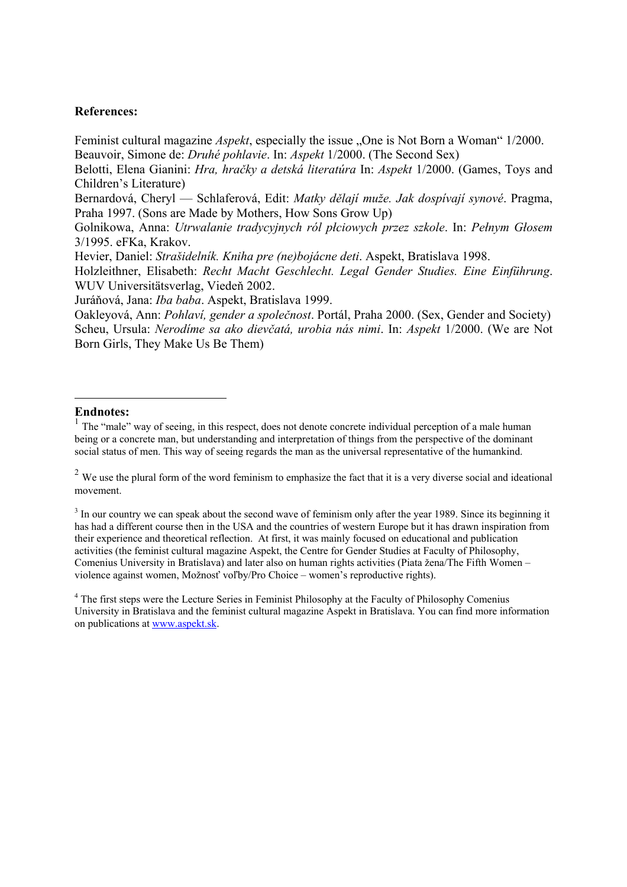**References:**

Feminist cultural magazine *Aspekt*, especially the issue „One is Not Born a Woman“ 1/2000.
Beauvoir, Simone de: *Druhé pohlavie*. In: *Aspekt* 1/2000. (The Second Sex)
Belotti, Elena Gianini: *Hra, hračky a detská literatúra* In: *Aspekt* 1/2000. (Games, Toys and Children's Literature)
Bernardová, Cheryl — Schlaferová, Edit: *Matky dělají muže. Jak dospívají synové*. Pragma, Praha 1997. (Sons are Made by Mothers, How Sons Grow Up)
Golnikowa, Anna: *Utrwalanie tradycyjnych ról płciowych przez szkole*. In: *Pełnym Głosem* 3/1995. eFKa, Krakov.
Hevier, Daniel: *Strašidelník. Kniha pre (ne)bojácne deti*. Aspekt, Bratislava 1998.
Holzleithner, Elisabeth: *Recht Macht Geschlecht. Legal Gender Studies. Eine Einführung*. WUV Universitätsverlag, Viedeň 2002.
Juráňová, Jana: *Iba baba*. Aspekt, Bratislava 1999.
Oakleyová, Ann: *Pohlaví, gender a společnost*. Portál, Praha 2000. (Sex, Gender and Society)
Scheu, Ursula: *Nerodíme sa ako dievčatá, urobia nás nimi*. In: *Aspekt* 1/2000. (We are Not Born Girls, They Make Us Be Them)

---

**Endnotes:**

[1] The "male" way of seeing, in this respect, does not denote concrete individual perception of a male human being or a concrete man, but understanding and interpretation of things from the perspective of the dominant social status of men. This way of seeing regards the man as the universal representative of the humankind.

[2] We use the plural form of the word feminism to emphasize the fact that it is a very diverse social and ideational movement.

[3] In our country we can speak about the second wave of feminism only after the year 1989. Since its beginning it has had a different course then in the USA and the countries of western Europe but it has drawn inspiration from their experience and theoretical reflection. At first, it was mainly focused on educational and publication activities (the feminist cultural magazine Aspekt, the Centre for Gender Studies at Faculty of Philosophy, Comenius University in Bratislava) and later also on human rights activities (Piata žena/The Fifth Women – violence against women, Možnosť voľby/Pro Choice – women's reproductive rights).

[4] The first steps were the Lecture Series in Feminist Philosophy at the Faculty of Philosophy Comenius University in Bratislava and the feminist cultural magazine Aspekt in Bratislava. You can find more information on publications at www.aspekt.sk.